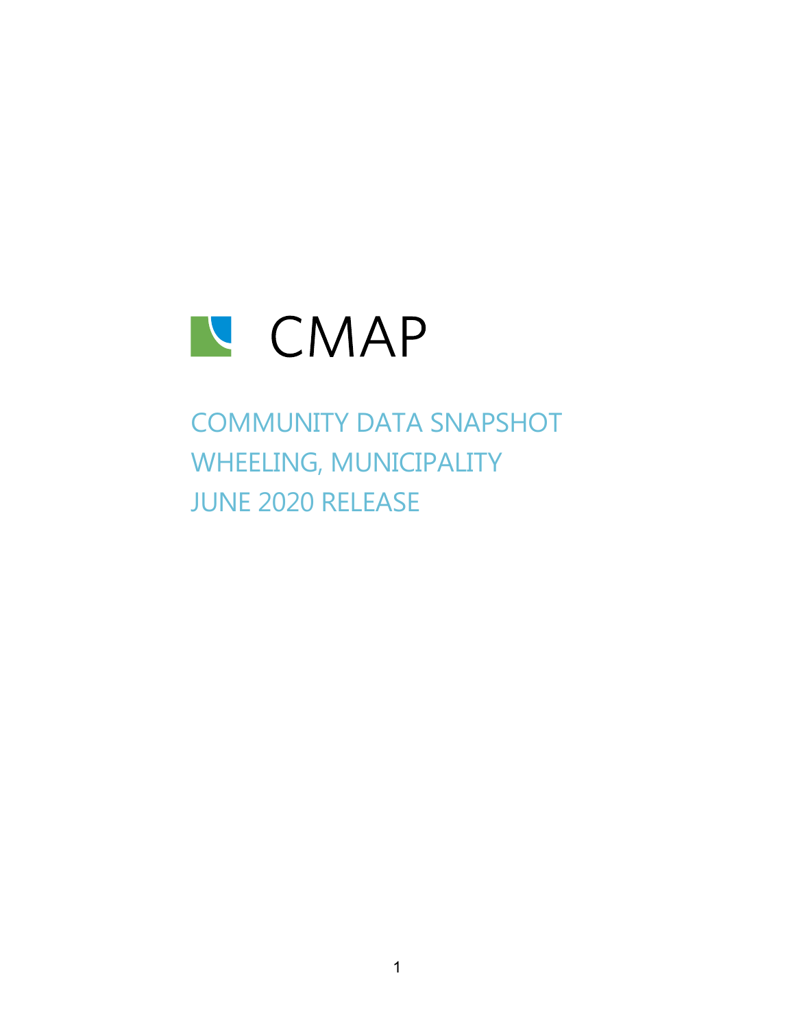CMAP

# COMMUNITY DATA SNAPSHOT
# WHEELING, MUNICIPALITY
# JUNE 2020 RELEASE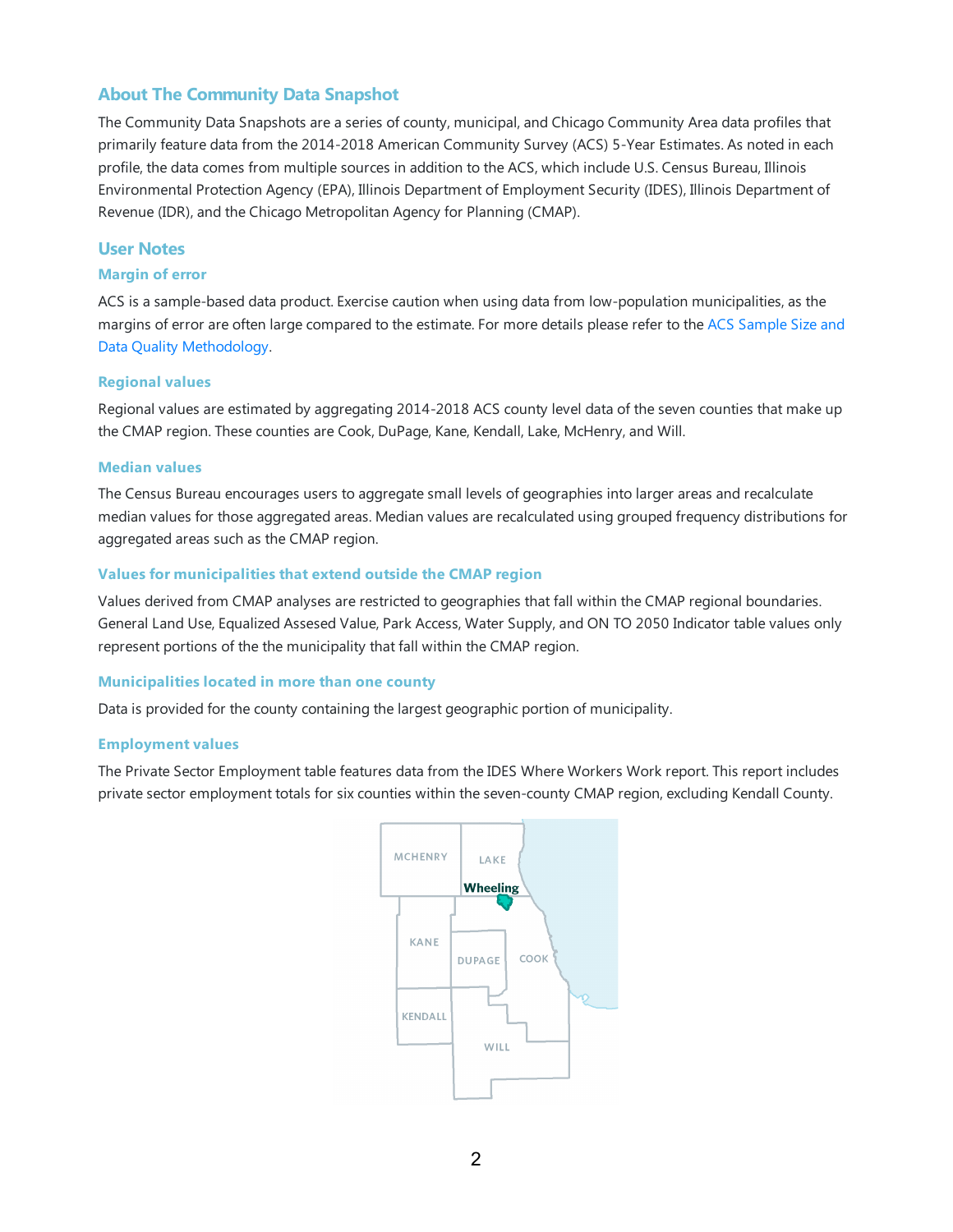## About The Community Data Snapshot

The Community Data Snapshots are a series of county, municipal, and Chicago Community Area data profiles that primarily feature data from the 2014-2018 American Community Survey (ACS) 5-Year Estimates. As noted in each profile, the data comes from multiple sources in addition to the ACS, which include U.S. Census Bureau, Illinois Environmental Protection Agency (EPA), Illinois Department of Employment Security (IDES), Illinois Department of Revenue (IDR), and the Chicago Metropolitan Agency for Planning (CMAP).

## User Notes

### Margin of error

ACS is a sample-based data product. Exercise caution when using data from low-population municipalities, as the margins of error are often large compared to the estimate. For more details please refer to the ACS Sample Size and Data Quality Methodology.

### Regional values

Regional values are estimated by aggregating 2014-2018 ACS county level data of the seven counties that make up the CMAP region. These counties are Cook, DuPage, Kane, Kendall, Lake, McHenry, and Will.

### Median values

The Census Bureau encourages users to aggregate small levels of geographies into larger areas and recalculate median values for those aggregated areas. Median values are recalculated using grouped frequency distributions for aggregated areas such as the CMAP region.

### Values for municipalities that extend outside the CMAP region

Values derived from CMAP analyses are restricted to geographies that fall within the CMAP regional boundaries. General Land Use, Equalized Assesed Value, Park Access, Water Supply, and ON TO 2050 Indicator table values only represent portions of the the municipality that fall within the CMAP region.

### Municipalities located in more than one county

Data is provided for the county containing the largest geographic portion of municipality.

### Employment values

The Private Sector Employment table features data from the IDES Where Workers Work report. This report includes private sector employment totals for six counties within the seven-county CMAP region, excluding Kendall County.

MCHENRY LAKE Wheeling KANE DUPAGE COOK KENDALL WILL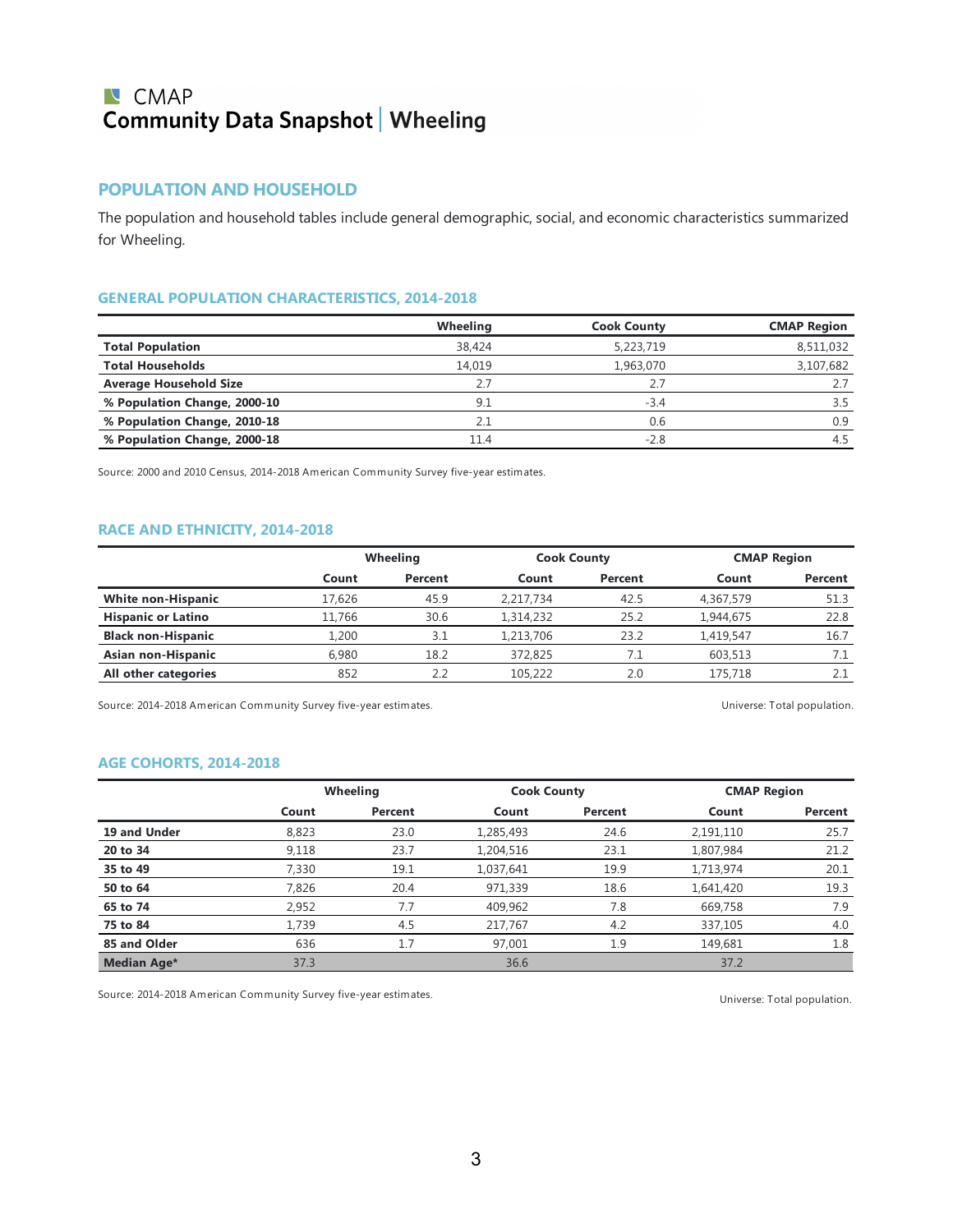# CMAP Community Data Snapshot | Wheeling

## POPULATION AND HOUSEHOLD

The population and household tables include general demographic, social, and economic characteristics summarized for Wheeling.

### GENERAL POPULATION CHARACTERISTICS, 2014-2018

| | Wheeling | Cook County | CMAP Region |
|---|---|---|---|
| **Total Population** | 38,424 | 5,223,719 | 8,511,032 |
| **Total Households** | 14,019 | 1,963,070 | 3,107,682 |
| **Average Household Size** | 2.7 | 2.7 | 2.7 |
| **% Population Change, 2000-10** | 9.1 | -3.4 | 3.5 |
| **% Population Change, 2010-18** | 2.1 | 0.6 | 0.9 |
| **% Population Change, 2000-18** | 11.4 | -2.8 | 4.5 |

Source: 2000 and 2010 Census, 2014-2018 American Community Survey five-year estimates.

### RACE AND ETHNICITY, 2014-2018

| | Wheeling | | Cook County | | CMAP Region | |
|---|---|---|---|---|---|---|
| | **Count** | **Percent** | **Count** | **Percent** | **Count** | **Percent** |
| **White non-Hispanic** | 17,626 | 45.9 | 2,217,734 | 42.5 | 4,367,579 | 51.3 |
| **Hispanic or Latino** | 11,766 | 30.6 | 1,314,232 | 25.2 | 1,944,675 | 22.8 |
| **Black non-Hispanic** | 1,200 | 3.1 | 1,213,706 | 23.2 | 1,419,547 | 16.7 |
| **Asian non-Hispanic** | 6,980 | 18.2 | 372,825 | 7.1 | 603,513 | 7.1 |
| **All other categories** | 852 | 2.2 | 105,222 | 2.0 | 175,718 | 2.1 |

Source: 2014-2018 American Community Survey five-year estimates. Universe: Total population.

### AGE COHORTS, 2014-2018

| | Wheeling | | Cook County | | CMAP Region | |
|---|---|---|---|---|---|---|
| | **Count** | **Percent** | **Count** | **Percent** | **Count** | **Percent** |
| **19 and Under** | 8,823 | 23.0 | 1,285,493 | 24.6 | 2,191,110 | 25.7 |
| **20 to 34** | 9,118 | 23.7 | 1,204,516 | 23.1 | 1,807,984 | 21.2 |
| **35 to 49** | 7,330 | 19.1 | 1,037,641 | 19.9 | 1,713,974 | 20.1 |
| **50 to 64** | 7,826 | 20.4 | 971,339 | 18.6 | 1,641,420 | 19.3 |
| **65 to 74** | 2,952 | 7.7 | 409,962 | 7.8 | 669,758 | 7.9 |
| **75 to 84** | 1,739 | 4.5 | 217,767 | 4.2 | 337,105 | 4.0 |
| **85 and Older** | 636 | 1.7 | 97,001 | 1.9 | 149,681 | 1.8 |
| **Median Age*** | 37.3 | | 36.6 | | 37.2 | |

Source: 2014-2018 American Community Survey five-year estimates. Universe: Total population.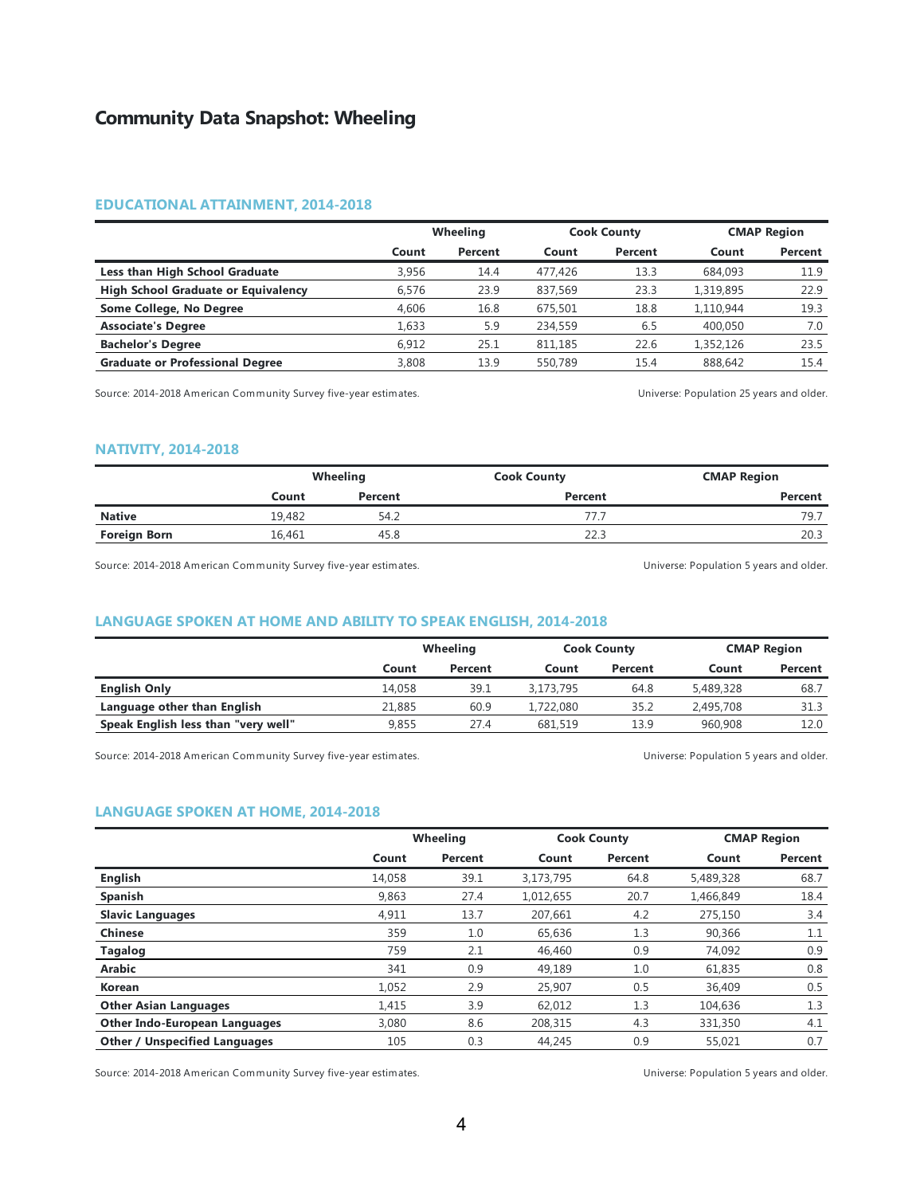# Community Data Snapshot: Wheeling

## EDUCATIONAL ATTAINMENT, 2014-2018

| | Wheeling | | Cook County | | CMAP Region | |
|---|---|---|---|---|---|---|
| | Count | Percent | Count | Percent | Count | Percent |
| **Less than High School Graduate** | 3,956 | 14.4 | 477,426 | 13.3 | 684,093 | 11.9 |
| **High School Graduate or Equivalency** | 6,576 | 23.9 | 837,569 | 23.3 | 1,319,895 | 22.9 |
| **Some College, No Degree** | 4,606 | 16.8 | 675,501 | 18.8 | 1,110,944 | 19.3 |
| **Associate's Degree** | 1,633 | 5.9 | 234,559 | 6.5 | 400,050 | 7.0 |
| **Bachelor's Degree** | 6,912 | 25.1 | 811,185 | 22.6 | 1,352,126 | 23.5 |
| **Graduate or Professional Degree** | 3,808 | 13.9 | 550,789 | 15.4 | 888,642 | 15.4 |

Source: 2014-2018 American Community Survey five-year estimates. Universe: Population 25 years and older.

## NATIVITY, 2014-2018

| | Wheeling | | Cook County | CMAP Region |
|---|---|---|---|---|
| | Count | Percent | Percent | Percent |
| **Native** | 19,482 | 54.2 | 77.7 | 79.7 |
| **Foreign Born** | 16,461 | 45.8 | 22.3 | 20.3 |

Source: 2014-2018 American Community Survey five-year estimates. Universe: Population 5 years and older.

## LANGUAGE SPOKEN AT HOME AND ABILITY TO SPEAK ENGLISH, 2014-2018

| | Wheeling | | Cook County | | CMAP Region | |
|---|---|---|---|---|---|---|
| | Count | Percent | Count | Percent | Count | Percent |
| **English Only** | 14,058 | 39.1 | 3,173,795 | 64.8 | 5,489,328 | 68.7 |
| **Language other than English** | 21,885 | 60.9 | 1,722,080 | 35.2 | 2,495,708 | 31.3 |
| **Speak English less than "very well"** | 9,855 | 27.4 | 681,519 | 13.9 | 960,908 | 12.0 |

Source: 2014-2018 American Community Survey five-year estimates. Universe: Population 5 years and older.

## LANGUAGE SPOKEN AT HOME, 2014-2018

| | Wheeling | | Cook County | | CMAP Region | |
|---|---|---|---|---|---|---|
| | Count | Percent | Count | Percent | Count | Percent |
| **English** | 14,058 | 39.1 | 3,173,795 | 64.8 | 5,489,328 | 68.7 |
| **Spanish** | 9,863 | 27.4 | 1,012,655 | 20.7 | 1,466,849 | 18.4 |
| **Slavic Languages** | 4,911 | 13.7 | 207,661 | 4.2 | 275,150 | 3.4 |
| **Chinese** | 359 | 1.0 | 65,636 | 1.3 | 90,366 | 1.1 |
| **Tagalog** | 759 | 2.1 | 46,460 | 0.9 | 74,092 | 0.9 |
| **Arabic** | 341 | 0.9 | 49,189 | 1.0 | 61,835 | 0.8 |
| **Korean** | 1,052 | 2.9 | 25,907 | 0.5 | 36,409 | 0.5 |
| **Other Asian Languages** | 1,415 | 3.9 | 62,012 | 1.3 | 104,636 | 1.3 |
| **Other Indo-European Languages** | 3,080 | 8.6 | 208,315 | 4.3 | 331,350 | 4.1 |
| **Other / Unspecified Languages** | 105 | 0.3 | 44,245 | 0.9 | 55,021 | 0.7 |

Source: 2014-2018 American Community Survey five-year estimates. Universe: Population 5 years and older.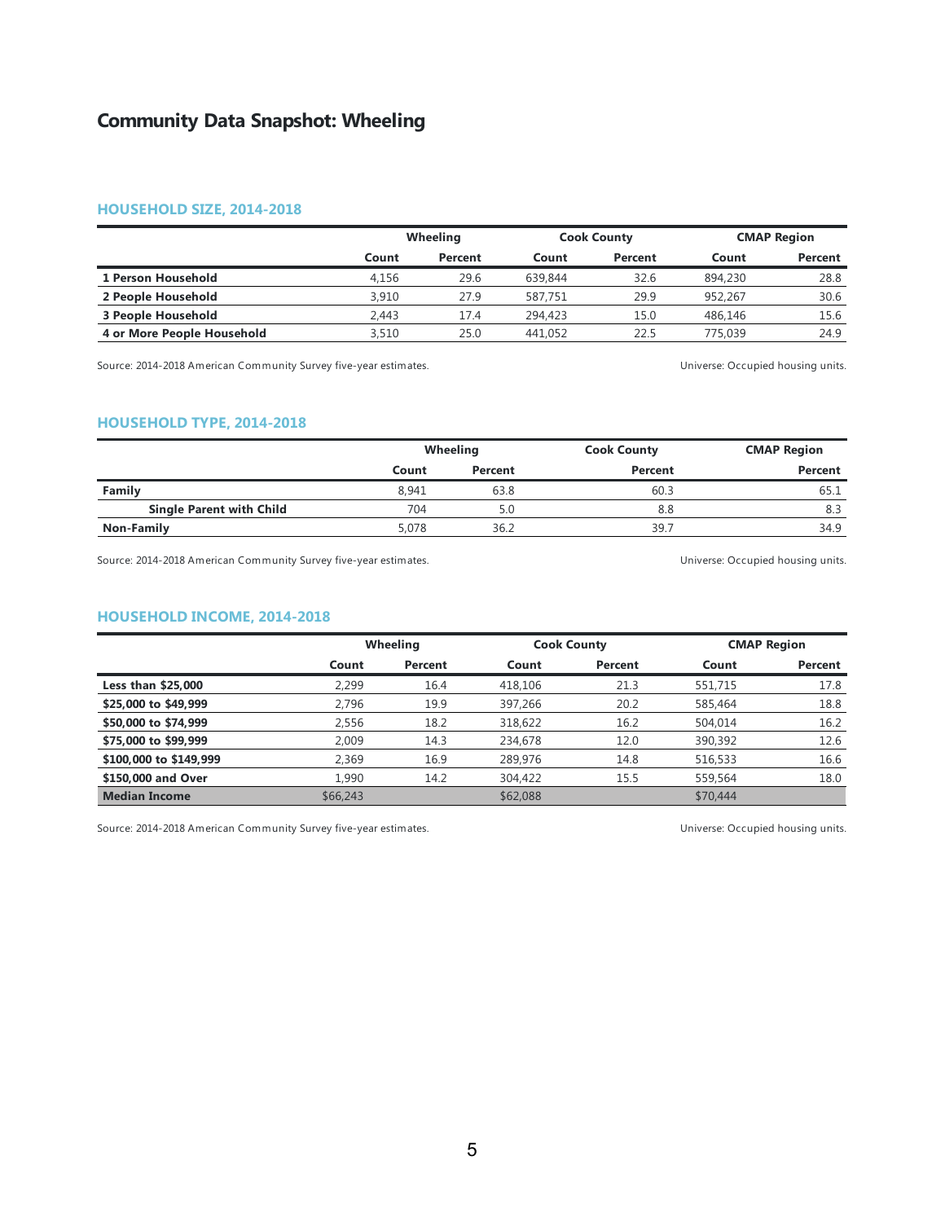# Community Data Snapshot: Wheeling

## HOUSEHOLD SIZE, 2014-2018

| | Wheeling | | Cook County | | CMAP Region | |
|---|---|---|---|---|---|---|
| | Count | Percent | Count | Percent | Count | Percent |
| **1 Person Household** | 4,156 | 29.6 | 639,844 | 32.6 | 894,230 | 28.8 |
| **2 People Household** | 3,910 | 27.9 | 587,751 | 29.9 | 952,267 | 30.6 |
| **3 People Household** | 2,443 | 17.4 | 294,423 | 15.0 | 486,146 | 15.6 |
| **4 or More People Household** | 3,510 | 25.0 | 441,052 | 22.5 | 775,039 | 24.9 |

Source: 2014-2018 American Community Survey five-year estimates.

Universe: Occupied housing units.

## HOUSEHOLD TYPE, 2014-2018

| | Wheeling | | Cook County | CMAP Region |
|---|---|---|---|---|
| | Count | Percent | Percent | Percent |
| **Family** | 8,941 | 63.8 | 60.3 | 65.1 |
| **Single Parent with Child** | 704 | 5.0 | 8.8 | 8.3 |
| **Non-Family** | 5,078 | 36.2 | 39.7 | 34.9 |

Source: 2014-2018 American Community Survey five-year estimates.

Universe: Occupied housing units.

## HOUSEHOLD INCOME, 2014-2018

| | Wheeling | | Cook County | | CMAP Region | |
|---|---|---|---|---|---|---|
| | Count | Percent | Count | Percent | Count | Percent |
| **Less than $25,000** | 2,299 | 16.4 | 418,106 | 21.3 | 551,715 | 17.8 |
| **$25,000 to $49,999** | 2,796 | 19.9 | 397,266 | 20.2 | 585,464 | 18.8 |
| **$50,000 to $74,999** | 2,556 | 18.2 | 318,622 | 16.2 | 504,014 | 16.2 |
| **$75,000 to $99,999** | 2,009 | 14.3 | 234,678 | 12.0 | 390,392 | 12.6 |
| **$100,000 to $149,999** | 2,369 | 16.9 | 289,976 | 14.8 | 516,533 | 16.6 |
| **$150,000 and Over** | 1,990 | 14.2 | 304,422 | 15.5 | 559,564 | 18.0 |
| **Median Income** | $66,243 | | $62,088 | | $70,444 | |

Source: 2014-2018 American Community Survey five-year estimates.

Universe: Occupied housing units.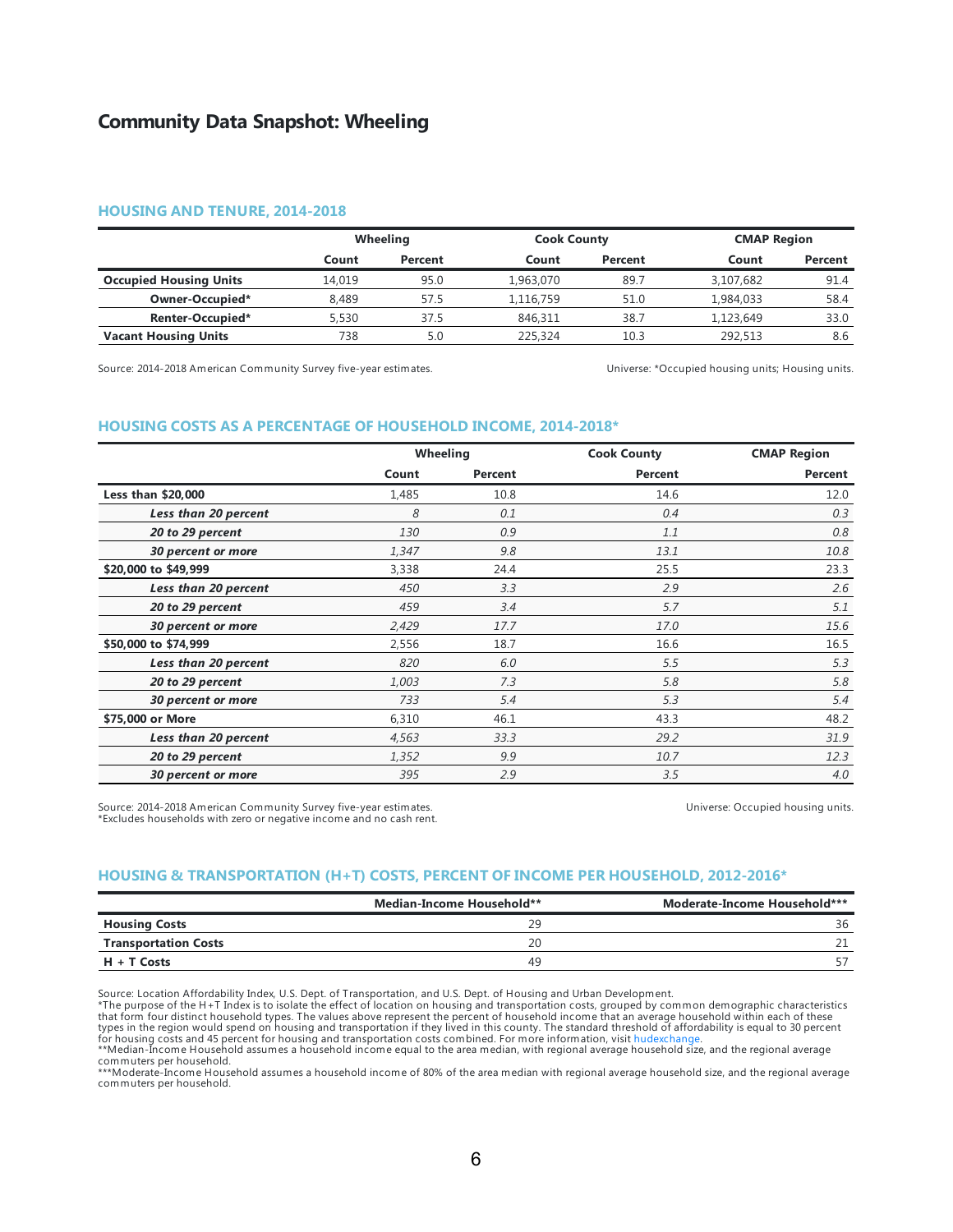# Community Data Snapshot: Wheeling

## HOUSING AND TENURE, 2014-2018

| | Wheeling | | Cook County | | CMAP Region | |
|---|---|---|---|---|---|---|
| | **Count** | **Percent** | **Count** | **Percent** | **Count** | **Percent** |
| **Occupied Housing Units** | 14,019 | 95.0 | 1,963,070 | 89.7 | 3,107,682 | 91.4 |
| **Owner-Occupied*** | 8,489 | 57.5 | 1,116,759 | 51.0 | 1,984,033 | 58.4 |
| **Renter-Occupied*** | 5,530 | 37.5 | 846,311 | 38.7 | 1,123,649 | 33.0 |
| **Vacant Housing Units** | 738 | 5.0 | 225,324 | 10.3 | 292,513 | 8.6 |

Source: 2014-2018 American Community Survey five-year estimates.

Universe: *Occupied housing units; Housing units.

## HOUSING COSTS AS A PERCENTAGE OF HOUSEHOLD INCOME, 2014-2018*

| | Wheeling | | Cook County | CMAP Region |
|---|---|---|---|---|
| | **Count** | **Percent** | **Percent** | **Percent** |
| **Less than $20,000** | 1,485 | 10.8 | 14.6 | 12.0 |
| ***Less than 20 percent*** | *8* | *0.1* | *0.4* | *0.3* |
| ***20 to 29 percent*** | *130* | *0.9* | *1.1* | *0.8* |
| ***30 percent or more*** | *1,347* | *9.8* | *13.1* | *10.8* |
| **$20,000 to $49,999** | 3,338 | 24.4 | 25.5 | 23.3 |
| ***Less than 20 percent*** | *450* | *3.3* | *2.9* | *2.6* |
| ***20 to 29 percent*** | *459* | *3.4* | *5.7* | *5.1* |
| ***30 percent or more*** | *2,429* | *17.7* | *17.0* | *15.6* |
| **$50,000 to $74,999** | 2,556 | 18.7 | 16.6 | 16.5 |
| ***Less than 20 percent*** | *820* | *6.0* | *5.5* | *5.3* |
| ***20 to 29 percent*** | *1,003* | *7.3* | *5.8* | *5.8* |
| ***30 percent or more*** | *733* | *5.4* | *5.3* | *5.4* |
| **$75,000 or More** | 6,310 | 46.1 | 43.3 | 48.2 |
| ***Less than 20 percent*** | *4,563* | *33.3* | *29.2* | *31.9* |
| ***20 to 29 percent*** | *1,352* | *9.9* | *10.7* | *12.3* |
| ***30 percent or more*** | *395* | *2.9* | *3.5* | *4.0* |

Source: 2014-2018 American Community Survey five-year estimates.
*Excludes households with zero or negative income and no cash rent.

Universe: Occupied housing units.

## HOUSING & TRANSPORTATION (H+T) COSTS, PERCENT OF INCOME PER HOUSEHOLD, 2012-2016*

| | Median-Income Household** | Moderate-Income Household*** |
|---|---|---|
| **Housing Costs** | 29 | 36 |
| **Transportation Costs** | 20 | 21 |
| **H + T Costs** | 49 | 57 |

Source: Location Affordability Index, U.S. Dept. of Transportation, and U.S. Dept. of Housing and Urban Development.
*The purpose of the H+T Index is to isolate the effect of location on housing and transportation costs, grouped by common demographic characteristics that form four distinct household types. The values above represent the percent of household income that an average household within each of these types in the region would spend on housing and transportation if they lived in this county. The standard threshold of affordability is equal to 30 percent for housing costs and 45 percent for housing and transportation costs combined. For more information, visit hudexchange.
**Median-Income Household assumes a household income equal to the area median, with regional average household size, and the regional average commuters per household.
***Moderate-Income Household assumes a household income of 80% of the area median with regional average household size, and the regional average commuters per household.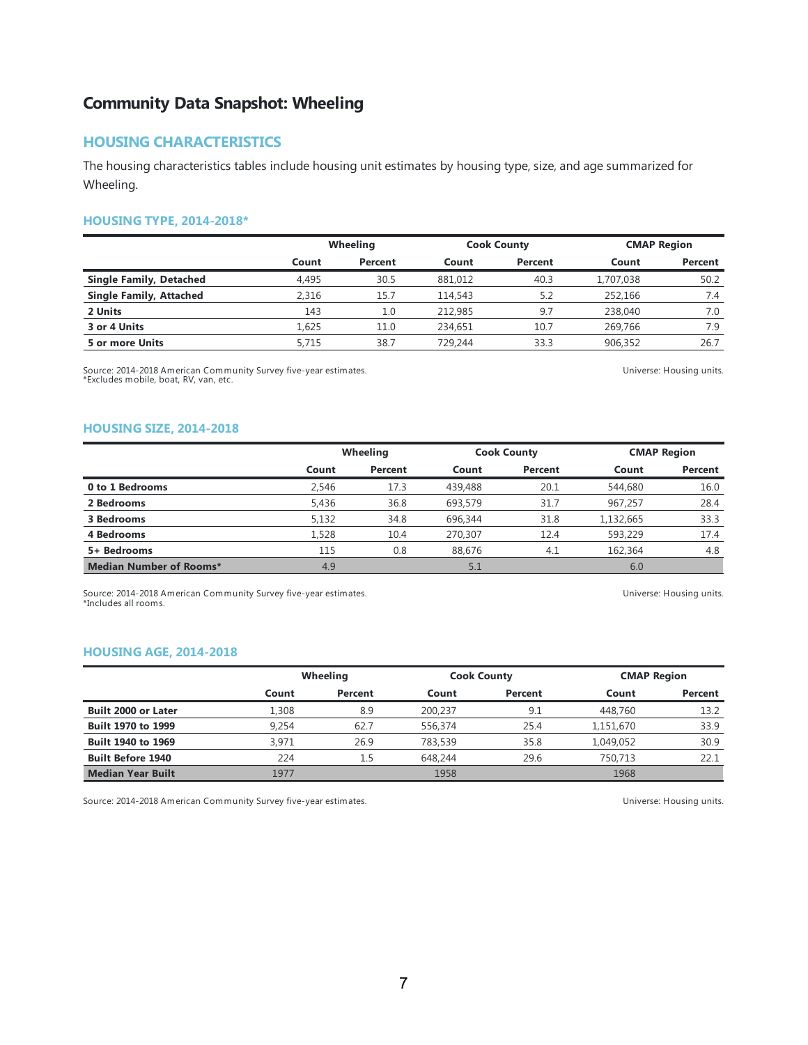# Community Data Snapshot: Wheeling

## HOUSING CHARACTERISTICS

The housing characteristics tables include housing unit estimates by housing type, size, and age summarized for Wheeling.

### HOUSING TYPE, 2014-2018*

| | Wheeling | | Cook County | | CMAP Region | |
|---|---|---|---|---|---|---|
| | Count | Percent | Count | Percent | Count | Percent |
| **Single Family, Detached** | 4,495 | 30.5 | 881,012 | 40.3 | 1,707,038 | 50.2 |
| **Single Family, Attached** | 2,316 | 15.7 | 114,543 | 5.2 | 252,166 | 7.4 |
| **2 Units** | 143 | 1.0 | 212,985 | 9.7 | 238,040 | 7.0 |
| **3 or 4 Units** | 1,625 | 11.0 | 234,651 | 10.7 | 269,766 | 7.9 |
| **5 or more Units** | 5,715 | 38.7 | 729,244 | 33.3 | 906,352 | 26.7 |

Source: 2014-2018 American Community Survey five-year estimates.
*Excludes mobile, boat, RV, van, etc.

Universe: Housing units.

### HOUSING SIZE, 2014-2018

| | Wheeling | | Cook County | | CMAP Region | |
|---|---|---|---|---|---|---|
| | Count | Percent | Count | Percent | Count | Percent |
| **0 to 1 Bedrooms** | 2,546 | 17.3 | 439,488 | 20.1 | 544,680 | 16.0 |
| **2 Bedrooms** | 5,436 | 36.8 | 693,579 | 31.7 | 967,257 | 28.4 |
| **3 Bedrooms** | 5,132 | 34.8 | 696,344 | 31.8 | 1,132,665 | 33.3 |
| **4 Bedrooms** | 1,528 | 10.4 | 270,307 | 12.4 | 593,229 | 17.4 |
| **5+ Bedrooms** | 115 | 0.8 | 88,676 | 4.1 | 162,364 | 4.8 |
| **Median Number of Rooms*** | 4.9 | | 5.1 | | 6.0 | |

Source: 2014-2018 American Community Survey five-year estimates.
*Includes all rooms.

Universe: Housing units.

### HOUSING AGE, 2014-2018

| | Wheeling | | Cook County | | CMAP Region | |
|---|---|---|---|---|---|---|
| | Count | Percent | Count | Percent | Count | Percent |
| **Built 2000 or Later** | 1,308 | 8.9 | 200,237 | 9.1 | 448,760 | 13.2 |
| **Built 1970 to 1999** | 9,254 | 62.7 | 556,374 | 25.4 | 1,151,670 | 33.9 |
| **Built 1940 to 1969** | 3,971 | 26.9 | 783,539 | 35.8 | 1,049,052 | 30.9 |
| **Built Before 1940** | 224 | 1.5 | 648,244 | 29.6 | 750,713 | 22.1 |
| **Median Year Built** | 1977 | | 1958 | | 1968 | |

Source: 2014-2018 American Community Survey five-year estimates.

Universe: Housing units.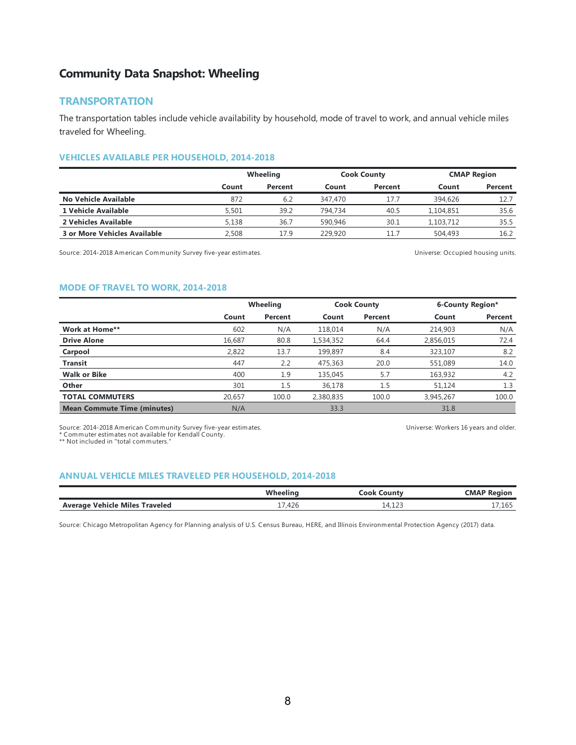# Community Data Snapshot: Wheeling

## TRANSPORTATION

The transportation tables include vehicle availability by household, mode of travel to work, and annual vehicle miles traveled for Wheeling.

### VEHICLES AVAILABLE PER HOUSEHOLD, 2014-2018

| | Wheeling | | Cook County | | CMAP Region | |
|---|---|---|---|---|---|---|
| | **Count** | **Percent** | **Count** | **Percent** | **Count** | **Percent** |
| **No Vehicle Available** | 872 | 6.2 | 347,470 | 17.7 | 394,626 | 12.7 |
| **1 Vehicle Available** | 5,501 | 39.2 | 794,734 | 40.5 | 1,104,851 | 35.6 |
| **2 Vehicles Available** | 5,138 | 36.7 | 590,946 | 30.1 | 1,103,712 | 35.5 |
| **3 or More Vehicles Available** | 2,508 | 17.9 | 229,920 | 11.7 | 504,493 | 16.2 |

Source: 2014-2018 American Community Survey five-year estimates.

Universe: Occupied housing units.

### MODE OF TRAVEL TO WORK, 2014-2018

| | Wheeling | | Cook County | | 6-County Region* | |
|---|---|---|---|---|---|---|
| | **Count** | **Percent** | **Count** | **Percent** | **Count** | **Percent** |
| **Work at Home**** | 602 | N/A | 118,014 | N/A | 214,903 | N/A |
| **Drive Alone** | 16,687 | 80.8 | 1,534,352 | 64.4 | 2,856,015 | 72.4 |
| **Carpool** | 2,822 | 13.7 | 199,897 | 8.4 | 323,107 | 8.2 |
| **Transit** | 447 | 2.2 | 475,363 | 20.0 | 551,089 | 14.0 |
| **Walk or Bike** | 400 | 1.9 | 135,045 | 5.7 | 163,932 | 4.2 |
| **Other** | 301 | 1.5 | 36,178 | 1.5 | 51,124 | 1.3 |
| **TOTAL COMMUTERS** | 20,657 | 100.0 | 2,380,835 | 100.0 | 3,945,267 | 100.0 |
| **Mean Commute Time (minutes)** | N/A | | 33.3 | | 31.8 | |

Source: 2014-2018 American Community Survey five-year estimates.
* Commuter estimates not available for Kendall County.
** Not included in "total commuters."

Universe: Workers 16 years and older.

### ANNUAL VEHICLE MILES TRAVELED PER HOUSEHOLD, 2014-2018

| | Wheeling | Cook County | CMAP Region |
|---|---|---|---|
| **Average Vehicle Miles Traveled** | 17,426 | 14,123 | 17,165 |

Source: Chicago Metropolitan Agency for Planning analysis of U.S. Census Bureau, HERE, and Illinois Environmental Protection Agency (2017) data.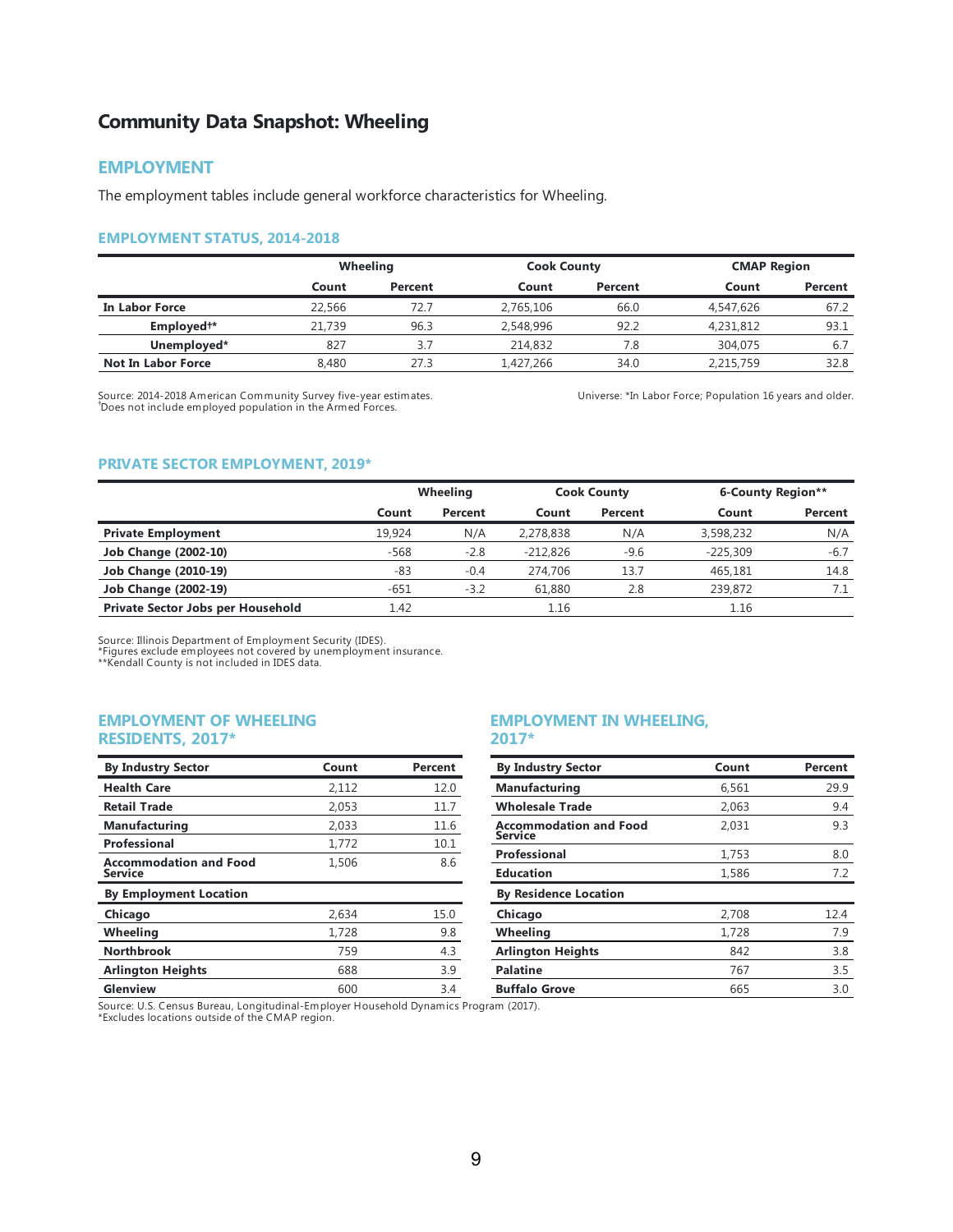# Community Data Snapshot: Wheeling

## EMPLOYMENT

The employment tables include general workforce characteristics for Wheeling.

### EMPLOYMENT STATUS, 2014-2018

| | Wheeling | | Cook County | | CMAP Region | |
|---|---|---|---|---|---|---|
| | Count | Percent | Count | Percent | Count | Percent |
| **In Labor Force** | 22,566 | 72.7 | 2,765,106 | 66.0 | 4,547,626 | 67.2 |
| **Employed†*** | 21,739 | 96.3 | 2,548,996 | 92.2 | 4,231,812 | 93.1 |
| **Unemployed*** | 827 | 3.7 | 214,832 | 7.8 | 304,075 | 6.7 |
| **Not In Labor Force** | 8,480 | 27.3 | 1,427,266 | 34.0 | 2,215,759 | 32.8 |

Source: 2014-2018 American Community Survey five-year estimates.
†Does not include employed population in the Armed Forces.

Universe: *In Labor Force; Population 16 years and older.

### PRIVATE SECTOR EMPLOYMENT, 2019*

| | Wheeling | | Cook County | | 6-County Region** | |
|---|---|---|---|---|---|---|
| | Count | Percent | Count | Percent | Count | Percent |
| **Private Employment** | 19,924 | N/A | 2,278,838 | N/A | 3,598,232 | N/A |
| **Job Change (2002-10)** | -568 | -2.8 | -212,826 | -9.6 | -225,309 | -6.7 |
| **Job Change (2010-19)** | -83 | -0.4 | 274,706 | 13.7 | 465,181 | 14.8 |
| **Job Change (2002-19)** | -651 | -3.2 | 61,880 | 2.8 | 239,872 | 7.1 |
| **Private Sector Jobs per Household** | 1.42 | | 1.16 | | 1.16 | |

Source: Illinois Department of Employment Security (IDES).
*Figures exclude employees not covered by unemployment insurance.
**Kendall County is not included in IDES data.

### EMPLOYMENT OF WHEELING RESIDENTS, 2017*

| By Industry Sector | Count | Percent |
|---|---|---|
| **Health Care** | 2,112 | 12.0 |
| **Retail Trade** | 2,053 | 11.7 |
| **Manufacturing** | 2,033 | 11.6 |
| **Professional** | 1,772 | 10.1 |
| **Accommodation and Food Service** | 1,506 | 8.6 |
| **By Employment Location** | | |
| **Chicago** | 2,634 | 15.0 |
| **Wheeling** | 1,728 | 9.8 |
| **Northbrook** | 759 | 4.3 |
| **Arlington Heights** | 688 | 3.9 |
| **Glenview** | 600 | 3.4 |

### EMPLOYMENT IN WHEELING, 2017*

| By Industry Sector | Count | Percent |
|---|---|---|
| **Manufacturing** | 6,561 | 29.9 |
| **Wholesale Trade** | 2,063 | 9.4 |
| **Accommodation and Food Service** | 2,031 | 9.3 |
| **Professional** | 1,753 | 8.0 |
| **Education** | 1,586 | 7.2 |
| **By Residence Location** | | |
| **Chicago** | 2,708 | 12.4 |
| **Wheeling** | 1,728 | 7.9 |
| **Arlington Heights** | 842 | 3.8 |
| **Palatine** | 767 | 3.5 |
| **Buffalo Grove** | 665 | 3.0 |

Source: U.S. Census Bureau, Longitudinal-Employer Household Dynamics Program (2017).
*Excludes locations outside of the CMAP region.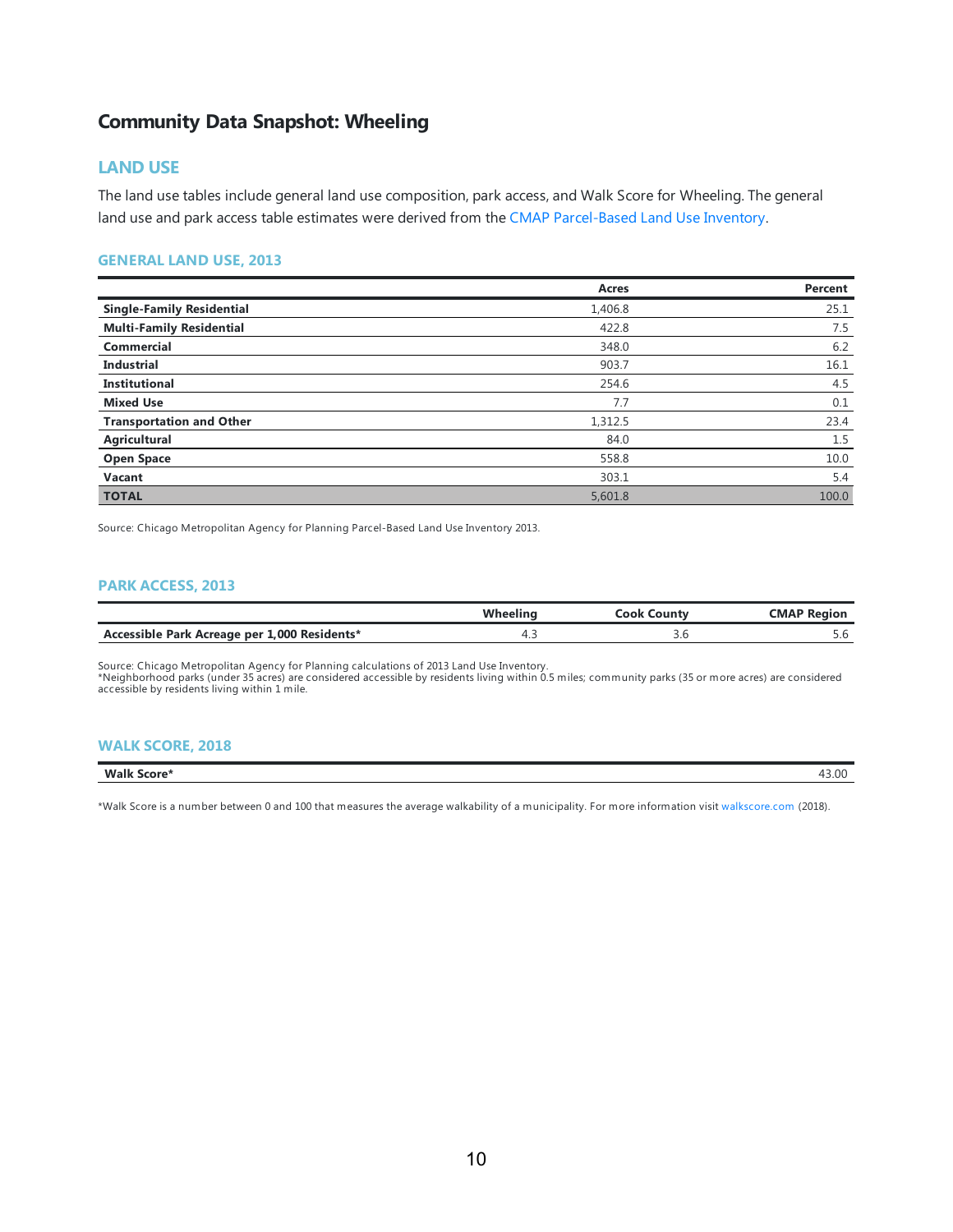# Community Data Snapshot: Wheeling

## LAND USE

The land use tables include general land use composition, park access, and Walk Score for Wheeling. The general land use and park access table estimates were derived from the CMAP Parcel-Based Land Use Inventory.

### GENERAL LAND USE, 2013

| | Acres | Percent |
|---|---|---|
| **Single-Family Residential** | 1,406.8 | 25.1 |
| **Multi-Family Residential** | 422.8 | 7.5 |
| **Commercial** | 348.0 | 6.2 |
| **Industrial** | 903.7 | 16.1 |
| **Institutional** | 254.6 | 4.5 |
| **Mixed Use** | 7.7 | 0.1 |
| **Transportation and Other** | 1,312.5 | 23.4 |
| **Agricultural** | 84.0 | 1.5 |
| **Open Space** | 558.8 | 10.0 |
| **Vacant** | 303.1 | 5.4 |
| **TOTAL** | 5,601.8 | 100.0 |

Source: Chicago Metropolitan Agency for Planning Parcel-Based Land Use Inventory 2013.

### PARK ACCESS, 2013

| | Wheeling | Cook County | CMAP Region |
|---|---|---|---|
| **Accessible Park Acreage per 1,000 Residents*** | 4.3 | 3.6 | 5.6 |

Source: Chicago Metropolitan Agency for Planning calculations of 2013 Land Use Inventory.
*Neighborhood parks (under 35 acres) are considered accessible by residents living within 0.5 miles; community parks (35 or more acres) are considered accessible by residents living within 1 mile.

### WALK SCORE, 2018

| | |
|---|---|
| **Walk Score*** | 43.00 |

*Walk Score is a number between 0 and 100 that measures the average walkability of a municipality. For more information visit walkscore.com (2018).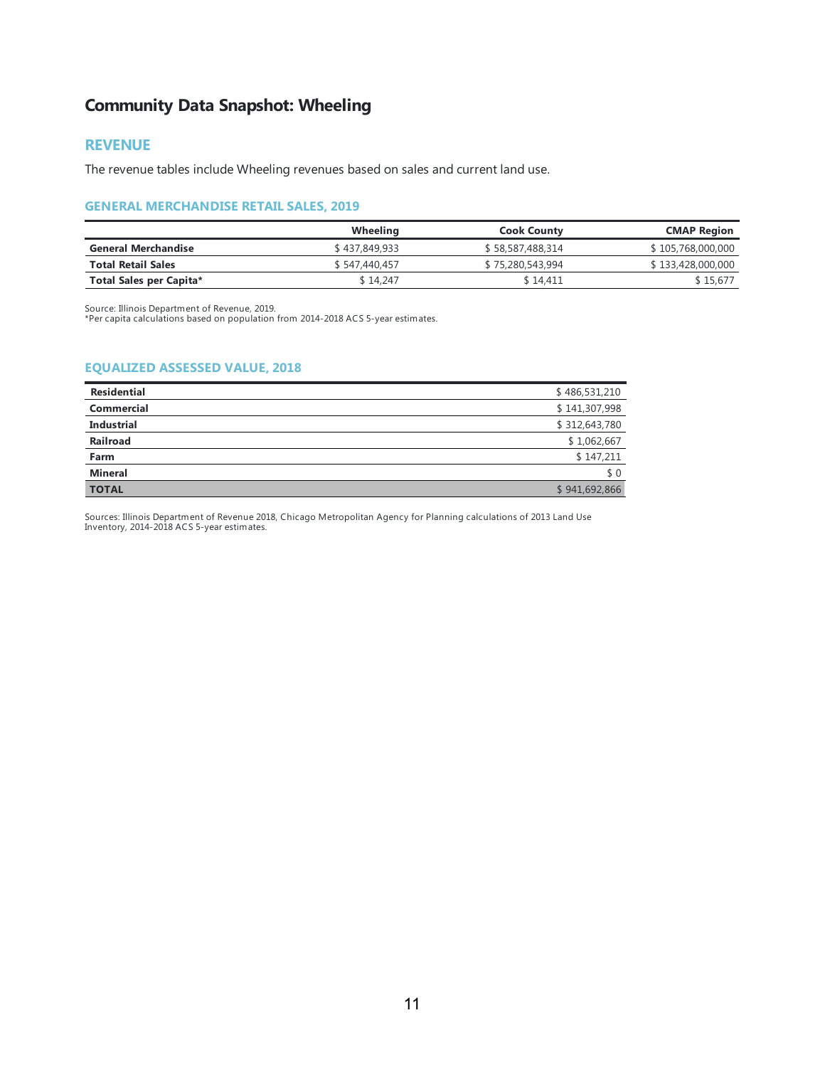# Community Data Snapshot: Wheeling

## REVENUE

The revenue tables include Wheeling revenues based on sales and current land use.

### GENERAL MERCHANDISE RETAIL SALES, 2019

| | Wheeling | Cook County | CMAP Region |
|---|---|---|---|
| **General Merchandise** | $ 437,849,933 | $ 58,587,488,314 | $ 105,768,000,000 |
| **Total Retail Sales** | $ 547,440,457 | $ 75,280,543,994 | $ 133,428,000,000 |
| **Total Sales per Capita*** | $ 14,247 | $ 14,411 | $ 15,677 |

Source: Illinois Department of Revenue, 2019.
*Per capita calculations based on population from 2014-2018 ACS 5-year estimates.

### EQUALIZED ASSESSED VALUE, 2018

| | |
|---|---|
| **Residential** | $ 486,531,210 |
| **Commercial** | $ 141,307,998 |
| **Industrial** | $ 312,643,780 |
| **Railroad** | $ 1,062,667 |
| **Farm** | $ 147,211 |
| **Mineral** | $ 0 |
| **TOTAL** | $ 941,692,866 |

Sources: Illinois Department of Revenue 2018, Chicago Metropolitan Agency for Planning calculations of 2013 Land Use Inventory, 2014-2018 ACS 5-year estimates.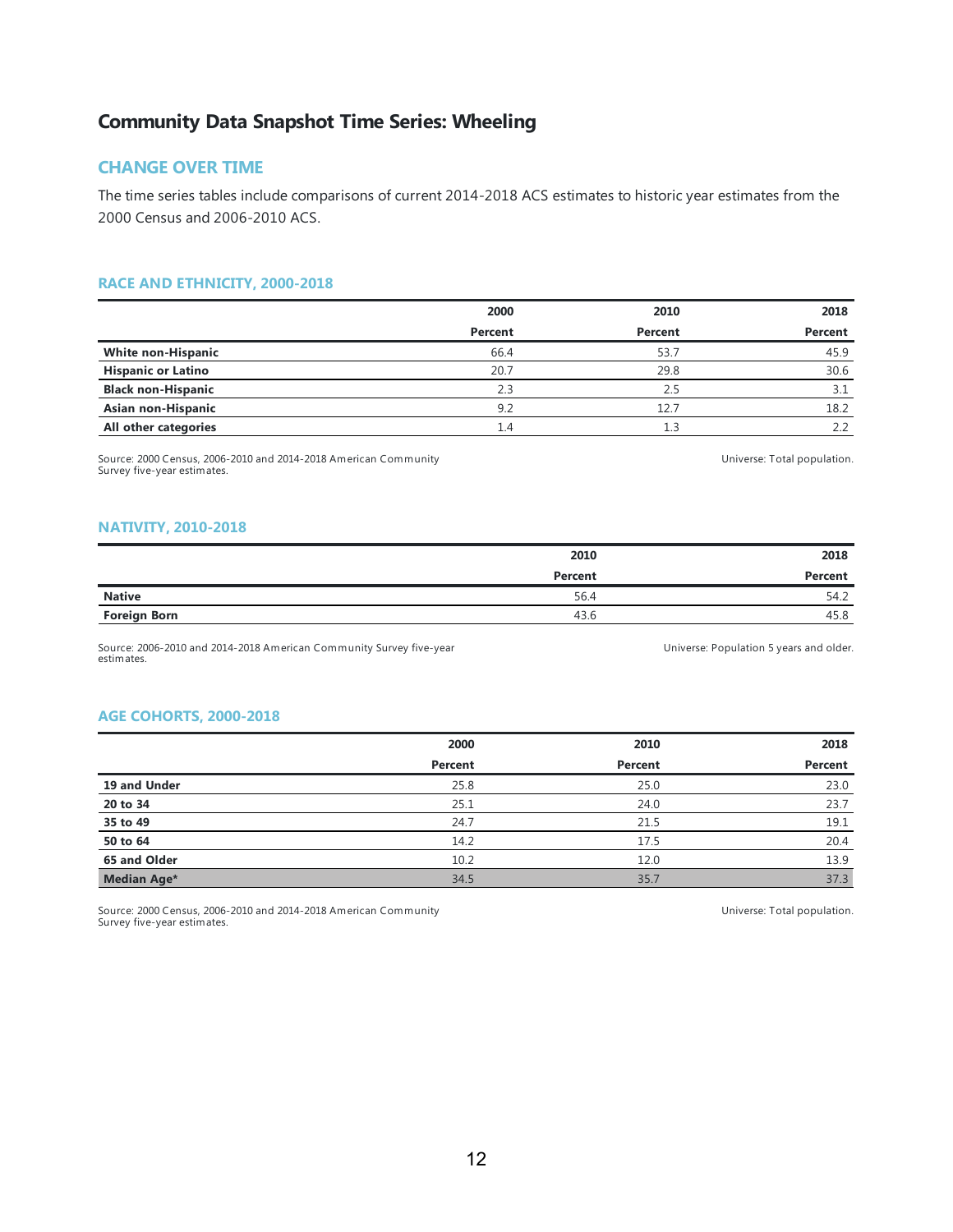# Community Data Snapshot Time Series: Wheeling

## CHANGE OVER TIME

The time series tables include comparisons of current 2014-2018 ACS estimates to historic year estimates from the 2000 Census and 2006-2010 ACS.

### RACE AND ETHNICITY, 2000-2018

| | 2000 | 2010 | 2018 |
|---|---|---|---|
| | Percent | Percent | Percent |
| **White non-Hispanic** | 66.4 | 53.7 | 45.9 |
| **Hispanic or Latino** | 20.7 | 29.8 | 30.6 |
| **Black non-Hispanic** | 2.3 | 2.5 | 3.1 |
| **Asian non-Hispanic** | 9.2 | 12.7 | 18.2 |
| **All other categories** | 1.4 | 1.3 | 2.2 |

Source: 2000 Census, 2006-2010 and 2014-2018 American Community Survey five-year estimates.

Universe: Total population.

### NATIVITY, 2010-2018

| | 2010 | 2018 |
|---|---|---|
| | Percent | Percent |
| **Native** | 56.4 | 54.2 |
| **Foreign Born** | 43.6 | 45.8 |

Source: 2006-2010 and 2014-2018 American Community Survey five-year estimates.

Universe: Population 5 years and older.

### AGE COHORTS, 2000-2018

| | 2000 | 2010 | 2018 |
|---|---|---|---|
| | Percent | Percent | Percent |
| **19 and Under** | 25.8 | 25.0 | 23.0 |
| **20 to 34** | 25.1 | 24.0 | 23.7 |
| **35 to 49** | 24.7 | 21.5 | 19.1 |
| **50 to 64** | 14.2 | 17.5 | 20.4 |
| **65 and Older** | 10.2 | 12.0 | 13.9 |
| **Median Age*** | 34.5 | 35.7 | 37.3 |

Source: 2000 Census, 2006-2010 and 2014-2018 American Community Survey five-year estimates.

Universe: Total population.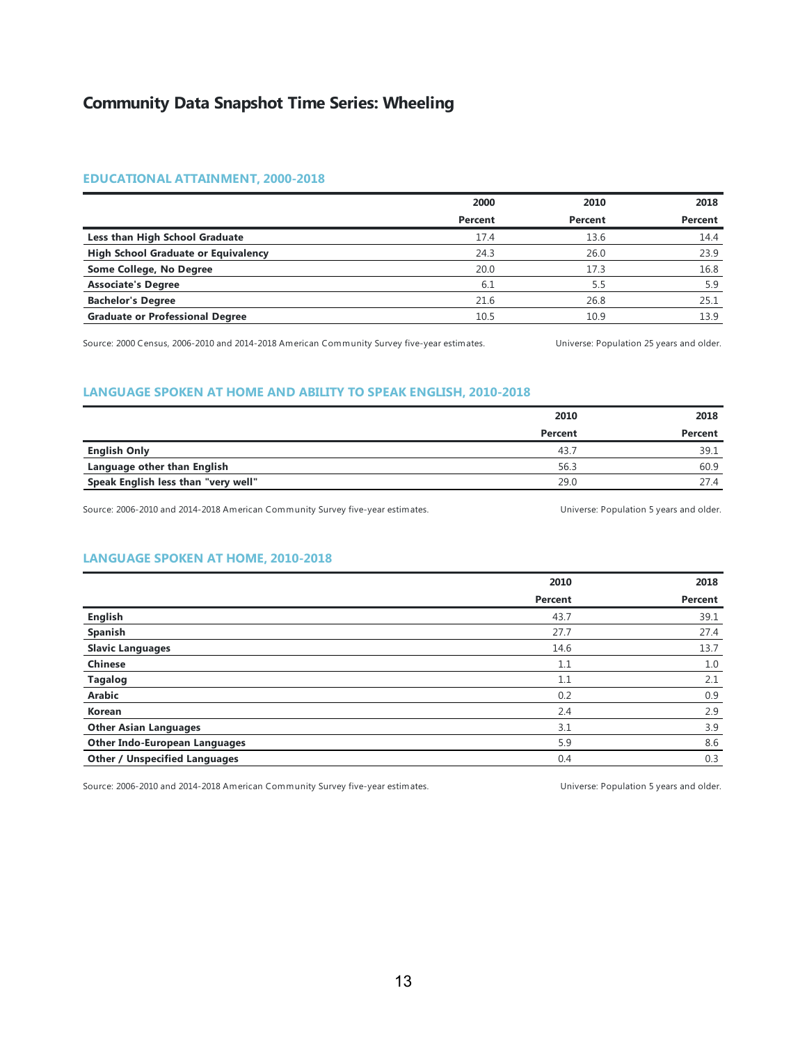# Community Data Snapshot Time Series: Wheeling

## EDUCATIONAL ATTAINMENT, 2000-2018

| | 2000 | 2010 | 2018 |
|---|---|---|---|
| | Percent | Percent | Percent |
| **Less than High School Graduate** | 17.4 | 13.6 | 14.4 |
| **High School Graduate or Equivalency** | 24.3 | 26.0 | 23.9 |
| **Some College, No Degree** | 20.0 | 17.3 | 16.8 |
| **Associate's Degree** | 6.1 | 5.5 | 5.9 |
| **Bachelor's Degree** | 21.6 | 26.8 | 25.1 |
| **Graduate or Professional Degree** | 10.5 | 10.9 | 13.9 |

Source: 2000 Census, 2006-2010 and 2014-2018 American Community Survey five-year estimates.

Universe: Population 25 years and older.

## LANGUAGE SPOKEN AT HOME AND ABILITY TO SPEAK ENGLISH, 2010-2018

| | 2010 | 2018 |
|---|---|---|
| | Percent | Percent |
| **English Only** | 43.7 | 39.1 |
| **Language other than English** | 56.3 | 60.9 |
| **Speak English less than "very well"** | 29.0 | 27.4 |

Source: 2006-2010 and 2014-2018 American Community Survey five-year estimates.

Universe: Population 5 years and older.

## LANGUAGE SPOKEN AT HOME, 2010-2018

| | 2010 | 2018 |
|---|---|---|
| | Percent | Percent |
| **English** | 43.7 | 39.1 |
| **Spanish** | 27.7 | 27.4 |
| **Slavic Languages** | 14.6 | 13.7 |
| **Chinese** | 1.1 | 1.0 |
| **Tagalog** | 1.1 | 2.1 |
| **Arabic** | 0.2 | 0.9 |
| **Korean** | 2.4 | 2.9 |
| **Other Asian Languages** | 3.1 | 3.9 |
| **Other Indo-European Languages** | 5.9 | 8.6 |
| **Other / Unspecified Languages** | 0.4 | 0.3 |

Source: 2006-2010 and 2014-2018 American Community Survey five-year estimates.

Universe: Population 5 years and older.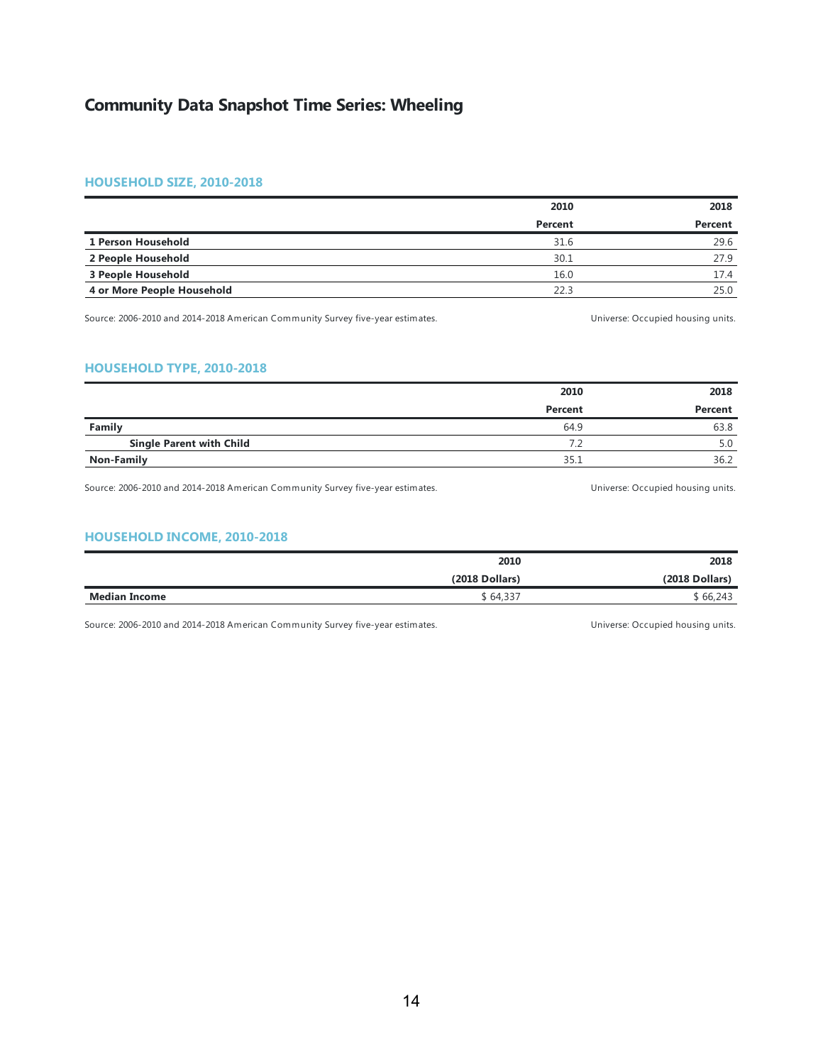# Community Data Snapshot Time Series: Wheeling

## HOUSEHOLD SIZE, 2010-2018

| | 2010 | 2018 |
|---|---|---|
| | **Percent** | **Percent** |
| **1 Person Household** | 31.6 | 29.6 |
| **2 People Household** | 30.1 | 27.9 |
| **3 People Household** | 16.0 | 17.4 |
| **4 or More People Household** | 22.3 | 25.0 |

Source: 2006-2010 and 2014-2018 American Community Survey five-year estimates.

Universe: Occupied housing units.

## HOUSEHOLD TYPE, 2010-2018

| | 2010 | 2018 |
|---|---|---|
| | **Percent** | **Percent** |
| **Family** | 64.9 | 63.8 |
| **Single Parent with Child** | 7.2 | 5.0 |
| **Non-Family** | 35.1 | 36.2 |

Source: 2006-2010 and 2014-2018 American Community Survey five-year estimates.

Universe: Occupied housing units.

## HOUSEHOLD INCOME, 2010-2018

| | 2010 | 2018 |
|---|---|---|
| | **(2018 Dollars)** | **(2018 Dollars)** |
| **Median Income** | $ 64,337 | $ 66,243 |

Source: 2006-2010 and 2014-2018 American Community Survey five-year estimates.

Universe: Occupied housing units.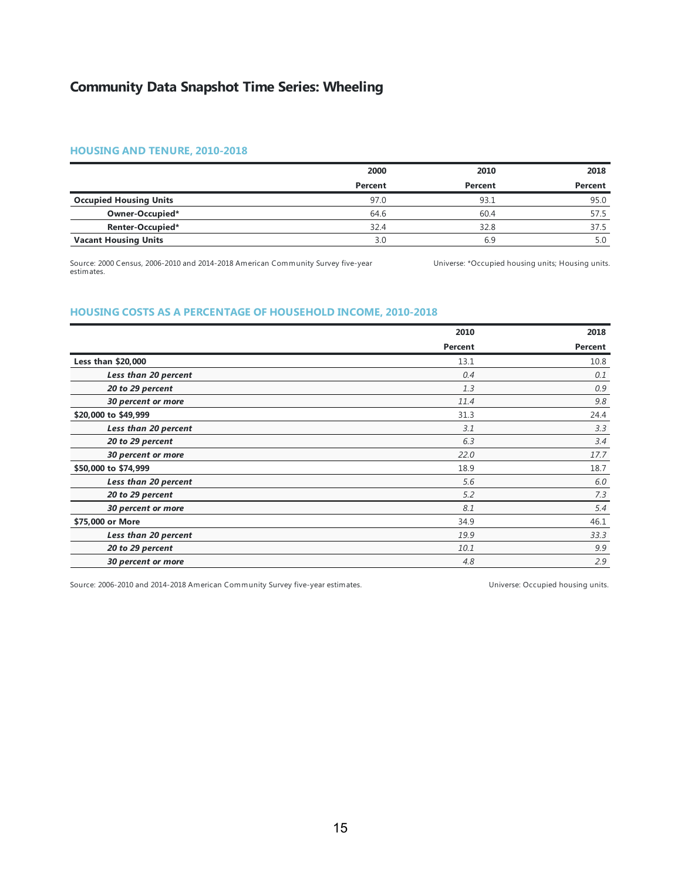# Community Data Snapshot Time Series: Wheeling

## HOUSING AND TENURE, 2010-2018

| | 2000 | 2010 | 2018 |
|---|---|---|---|
| | Percent | Percent | Percent |
| **Occupied Housing Units** | 97.0 | 93.1 | 95.0 |
| **Owner-Occupied*** | 64.6 | 60.4 | 57.5 |
| **Renter-Occupied*** | 32.4 | 32.8 | 37.5 |
| **Vacant Housing Units** | 3.0 | 6.9 | 5.0 |

Source: 2000 Census, 2006-2010 and 2014-2018 American Community Survey five-year estimates.

Universe: *Occupied housing units; Housing units.

## HOUSING COSTS AS A PERCENTAGE OF HOUSEHOLD INCOME, 2010-2018

| | 2010 | 2018 |
|---|---|---|
| | Percent | Percent |
| **Less than $20,000** | 13.1 | 10.8 |
| ***Less than 20 percent*** | *0.4* | *0.1* |
| ***20 to 29 percent*** | *1.3* | *0.9* |
| ***30 percent or more*** | *11.4* | *9.8* |
| **$20,000 to $49,999** | 31.3 | 24.4 |
| ***Less than 20 percent*** | *3.1* | *3.3* |
| ***20 to 29 percent*** | *6.3* | *3.4* |
| ***30 percent or more*** | *22.0* | *17.7* |
| **$50,000 to $74,999** | 18.9 | 18.7 |
| ***Less than 20 percent*** | *5.6* | *6.0* |
| ***20 to 29 percent*** | *5.2* | *7.3* |
| ***30 percent or more*** | *8.1* | *5.4* |
| **$75,000 or More** | 34.9 | 46.1 |
| ***Less than 20 percent*** | *19.9* | *33.3* |
| ***20 to 29 percent*** | *10.1* | *9.9* |
| ***30 percent or more*** | *4.8* | *2.9* |

Source: 2006-2010 and 2014-2018 American Community Survey five-year estimates.

Universe: Occupied housing units.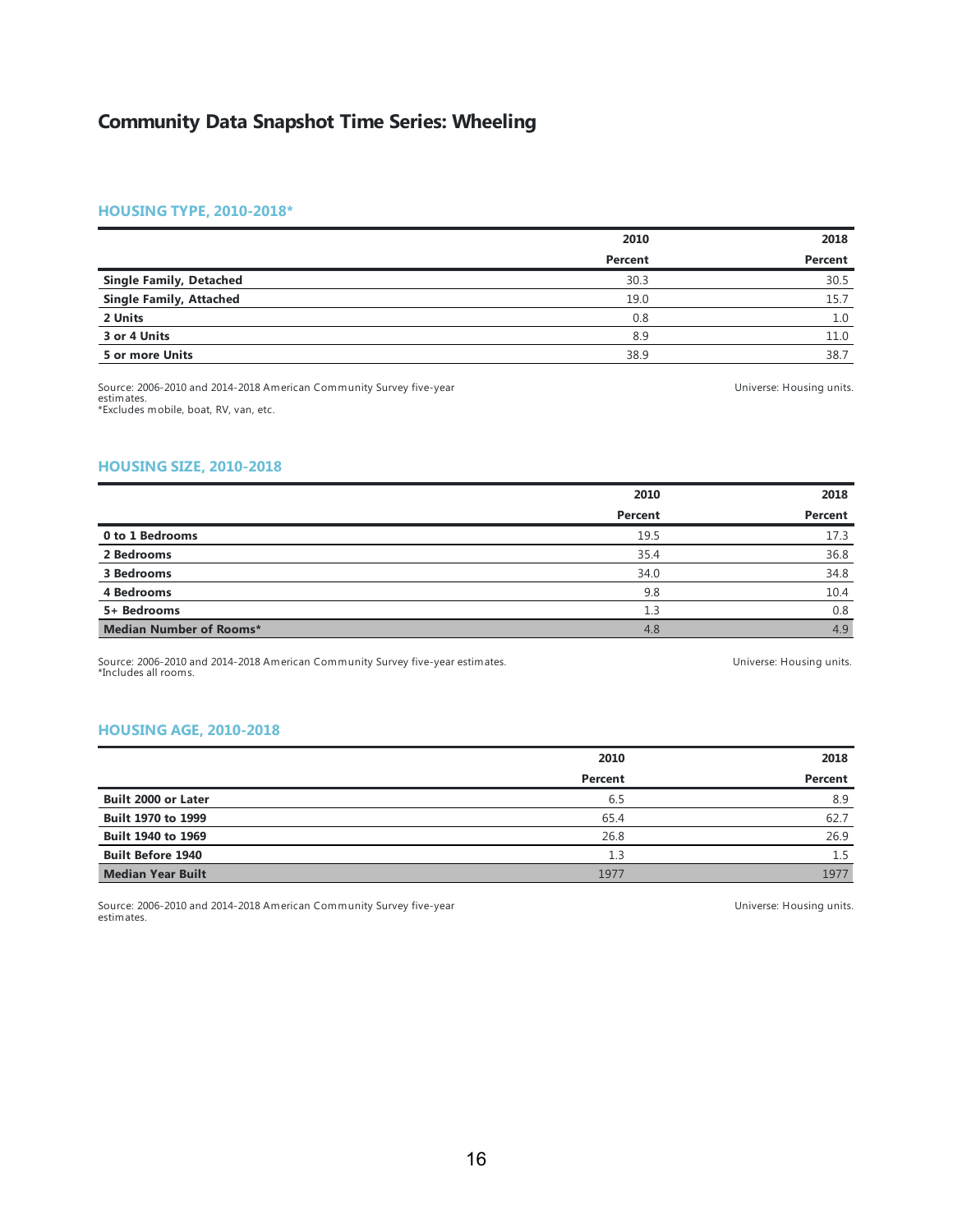# Community Data Snapshot Time Series: Wheeling

## HOUSING TYPE, 2010-2018*

| | 2010 | 2018 |
|---|---|---|
| | Percent | Percent |
| **Single Family, Detached** | 30.3 | 30.5 |
| **Single Family, Attached** | 19.0 | 15.7 |
| **2 Units** | 0.8 | 1.0 |
| **3 or 4 Units** | 8.9 | 11.0 |
| **5 or more Units** | 38.9 | 38.7 |

Source: 2006-2010 and 2014-2018 American Community Survey five-year estimates.
*Excludes mobile, boat, RV, van, etc.

Universe: Housing units.

## HOUSING SIZE, 2010-2018

| | 2010 | 2018 |
|---|---|---|
| | Percent | Percent |
| **0 to 1 Bedrooms** | 19.5 | 17.3 |
| **2 Bedrooms** | 35.4 | 36.8 |
| **3 Bedrooms** | 34.0 | 34.8 |
| **4 Bedrooms** | 9.8 | 10.4 |
| **5+ Bedrooms** | 1.3 | 0.8 |
| **Median Number of Rooms*** | 4.8 | 4.9 |

Source: 2006-2010 and 2014-2018 American Community Survey five-year estimates.
*Includes all rooms.

Universe: Housing units.

## HOUSING AGE, 2010-2018

| | 2010 | 2018 |
|---|---|---|
| | Percent | Percent |
| **Built 2000 or Later** | 6.5 | 8.9 |
| **Built 1970 to 1999** | 65.4 | 62.7 |
| **Built 1940 to 1969** | 26.8 | 26.9 |
| **Built Before 1940** | 1.3 | 1.5 |
| **Median Year Built** | 1977 | 1977 |

Source: 2006-2010 and 2014-2018 American Community Survey five-year estimates.

Universe: Housing units.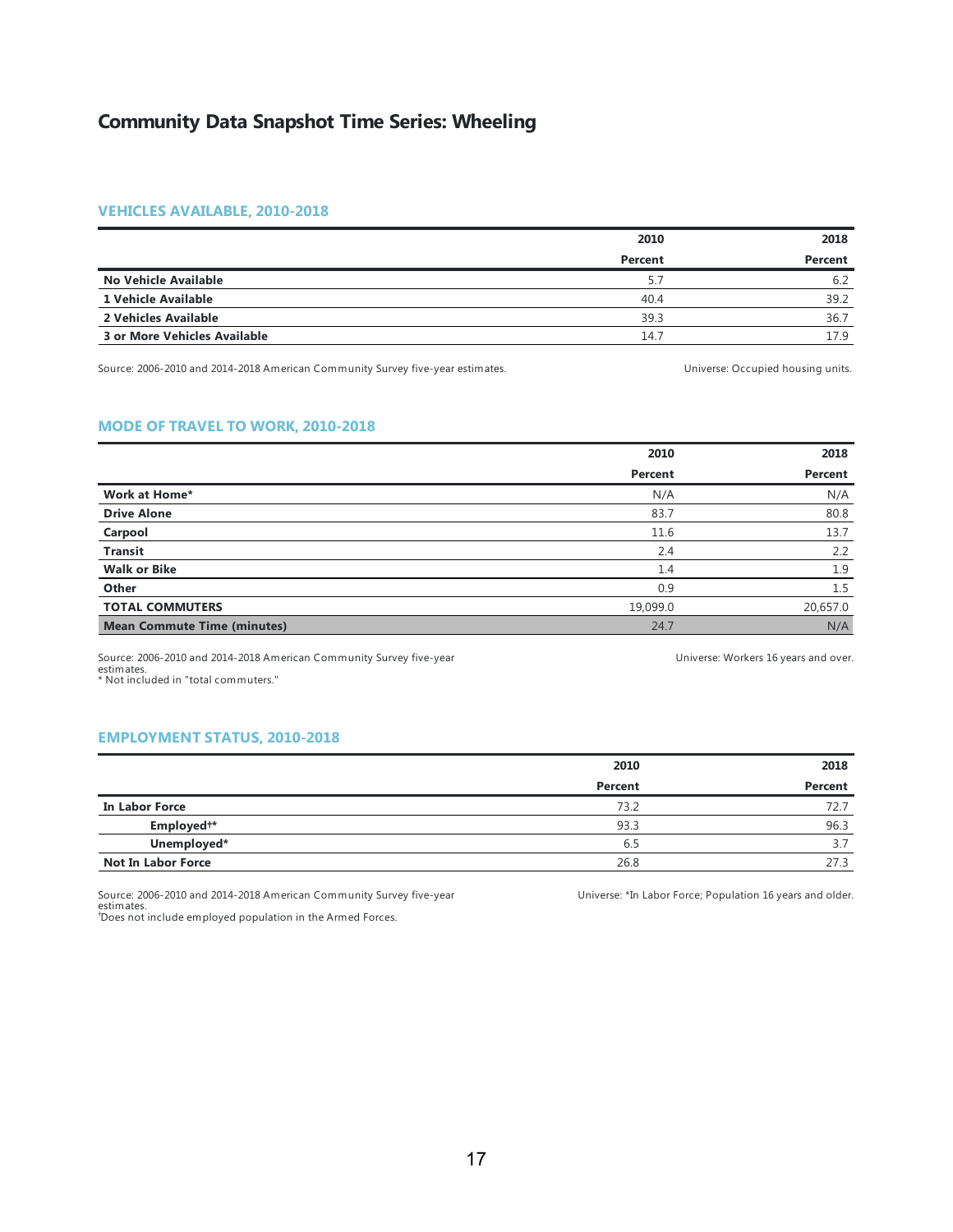# Community Data Snapshot Time Series: Wheeling

## VEHICLES AVAILABLE, 2010-2018

| | 2010 | 2018 |
|---|---|---|
| | **Percent** | **Percent** |
| **No Vehicle Available** | 5.7 | 6.2 |
| **1 Vehicle Available** | 40.4 | 39.2 |
| **2 Vehicles Available** | 39.3 | 36.7 |
| **3 or More Vehicles Available** | 14.7 | 17.9 |

Source: 2006-2010 and 2014-2018 American Community Survey five-year estimates.

Universe: Occupied housing units.

## MODE OF TRAVEL TO WORK, 2010-2018

| | 2010 | 2018 |
|---|---|---|
| | **Percent** | **Percent** |
| **Work at Home*** | N/A | N/A |
| **Drive Alone** | 83.7 | 80.8 |
| **Carpool** | 11.6 | 13.7 |
| **Transit** | 2.4 | 2.2 |
| **Walk or Bike** | 1.4 | 1.9 |
| **Other** | 0.9 | 1.5 |
| **TOTAL COMMUTERS** | 19,099.0 | 20,657.0 |
| **Mean Commute Time (minutes)** | 24.7 | N/A |

Source: 2006-2010 and 2014-2018 American Community Survey five-year estimates.
* Not included in "total commuters."

Universe: Workers 16 years and over.

## EMPLOYMENT STATUS, 2010-2018

| | 2010 | 2018 |
|---|---|---|
| | **Percent** | **Percent** |
| **In Labor Force** | 73.2 | 72.7 |
| **Employed†*** | 93.3 | 96.3 |
| **Unemployed*** | 6.5 | 3.7 |
| **Not In Labor Force** | 26.8 | 27.3 |

Source: 2006-2010 and 2014-2018 American Community Survey five-year estimates.
†Does not include employed population in the Armed Forces.

Universe: *In Labor Force; Population 16 years and older.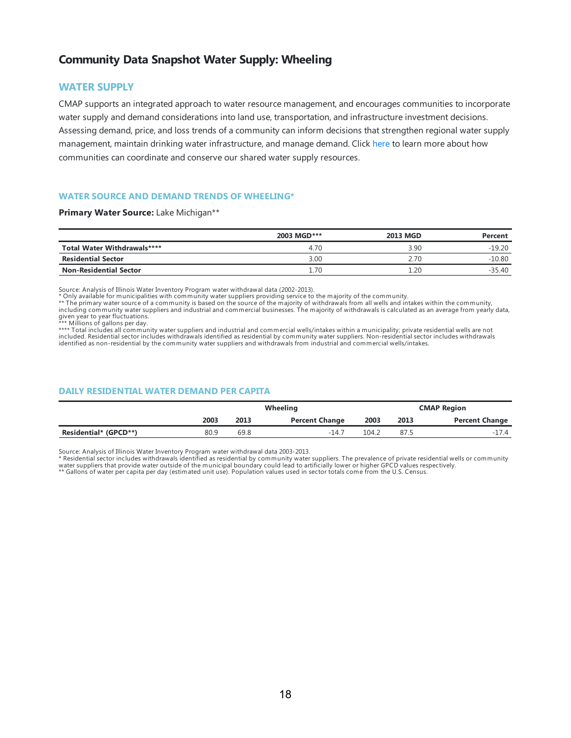# Community Data Snapshot Water Supply: Wheeling

## WATER SUPPLY

CMAP supports an integrated approach to water resource management, and encourages communities to incorporate water supply and demand considerations into land use, transportation, and infrastructure investment decisions. Assessing demand, price, and loss trends of a community can inform decisions that strengthen regional water supply management, maintain drinking water infrastructure, and manage demand. Click here to learn more about how communities can coordinate and conserve our shared water supply resources.

### WATER SOURCE AND DEMAND TRENDS OF WHEELING*

**Primary Water Source:** Lake Michigan**

| | 2003 MGD*** | 2013 MGD | Percent |
|---|---|---|---|
| **Total Water Withdrawals****** | 4.70 | 3.90 | -19.20 |
| **Residential Sector** | 3.00 | 2.70 | -10.80 |
| **Non-Residential Sector** | 1.70 | 1.20 | -35.40 |

Source: Analysis of Illinois Water Inventory Program water withdrawal data (2002-2013).
* Only available for municipalities with community water suppliers providing service to the majority of the community.
** The primary water source of a community is based on the source of the majority of withdrawals from all wells and intakes within the community, including community water suppliers and industrial and commercial businesses. The majority of withdrawals is calculated as an average from yearly data, given year to year fluctuations.
*** Millions of gallons per day.
**** Total includes all community water suppliers and industrial and commercial wells/intakes within a municipality; private residential wells are not included. Residential sector includes withdrawals identified as residential by community water suppliers. Non-residential sector includes withdrawals identified as non-residential by the community water suppliers and withdrawals from industrial and commercial wells/intakes.

### DAILY RESIDENTIAL WATER DEMAND PER CAPITA

| | Wheeling | | | CMAP Region | | |
|---|---|---|---|---|---|---|
| | 2003 | 2013 | Percent Change | 2003 | 2013 | Percent Change |
| **Residential* (GPCD**)** | 80.9 | 69.8 | -14.7 | 104.2 | 87.5 | -17.4 |

Source: Analysis of Illinois Water Inventory Program water withdrawal data 2003-2013.
* Residential sector includes withdrawals identified as residential by community water suppliers. The prevalence of private residential wells or community water suppliers that provide water outside of the municipal boundary could lead to artificially lower or higher GPCD values respectively.
** Gallons of water per capita per day (estimated unit use). Population values used in sector totals come from the U.S. Census.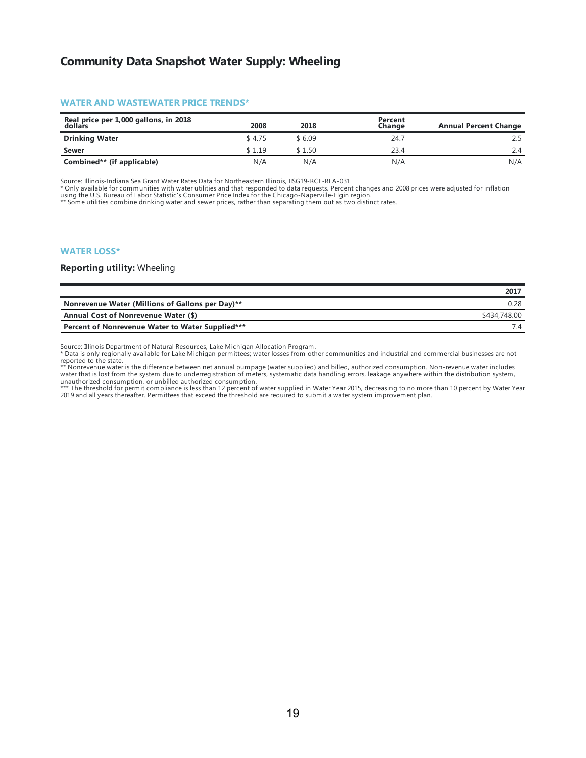# Community Data Snapshot Water Supply: Wheeling

## WATER AND WASTEWATER PRICE TRENDS*

| Real price per 1,000 gallons, in 2018 dollars | 2008 | 2018 | Percent Change | Annual Percent Change |
|---|---|---|---|---|
| **Drinking Water** | $ 4.75 | $ 6.09 | 24.7 | 2.5 |
| **Sewer** | $ 1.19 | $ 1.50 | 23.4 | 2.4 |
| **Combined** (if applicable)** | N/A | N/A | N/A | N/A |

Source: Illinois-Indiana Sea Grant Water Rates Data for Northeastern Illinois, IISG19-RCE-RLA-031.
* Only available for communities with water utilities and that responded to data requests. Percent changes and 2008 prices were adjusted for inflation using the U.S. Bureau of Labor Statistic's Consumer Price Index for the Chicago-Naperville-Elgin region.
** Some utilities combine drinking water and sewer prices, rather than separating them out as two distinct rates.

## WATER LOSS*

**Reporting utility:** Wheeling

| | 2017 |
|---|---|
| **Nonrevenue Water (Millions of Gallons per Day)**** | 0.28 |
| **Annual Cost of Nonrevenue Water ($)** | $434,748.00 |
| **Percent of Nonrevenue Water to Water Supplied***** | 7.4 |

Source: Illinois Department of Natural Resources, Lake Michigan Allocation Program.
* Data is only regionally available for Lake Michigan permittees; water losses from other communities and industrial and commercial businesses are not reported to the state.
** Nonrevenue water is the difference between net annual pumpage (water supplied) and billed, authorized consumption. Non-revenue water includes water that is lost from the system due to underregistration of meters, systematic data handling errors, leakage anywhere within the distribution system, unauthorized consumption, or unbilled authorized consumption.
*** The threshold for permit compliance is less than 12 percent of water supplied in Water Year 2015, decreasing to no more than 10 percent by Water Year 2019 and all years thereafter. Permittees that exceed the threshold are required to submit a water system improvement plan.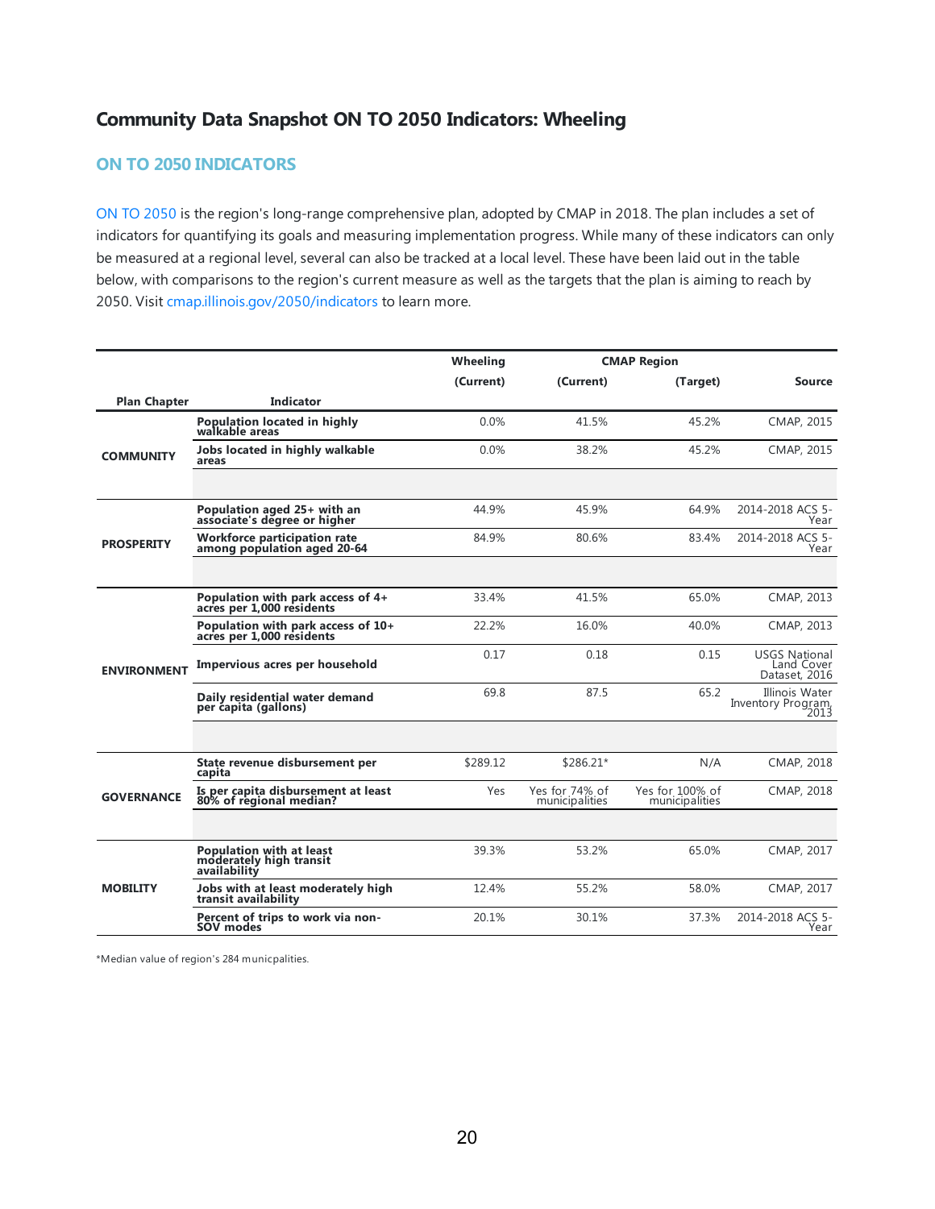# Community Data Snapshot ON TO 2050 Indicators: Wheeling

## ON TO 2050 INDICATORS

ON TO 2050 is the region's long-range comprehensive plan, adopted by CMAP in 2018. The plan includes a set of indicators for quantifying its goals and measuring implementation progress. While many of these indicators can only be measured at a regional level, several can also be tracked at a local level. These have been laid out in the table below, with comparisons to the region's current measure as well as the targets that the plan is aiming to reach by 2050. Visit cmap.illinois.gov/2050/indicators to learn more.

| | | Wheeling | CMAP Region | | |
|---|---|---|---|---|---|
| | | (Current) | (Current) | (Target) | Source |
| Plan Chapter | Indicator | | | | |
| COMMUNITY | Population located in highly walkable areas | 0.0% | 41.5% | 45.2% | CMAP, 2015 |
| | Jobs located in highly walkable areas | 0.0% | 38.2% | 45.2% | CMAP, 2015 |
| PROSPERITY | Population aged 25+ with an associate's degree or higher | 44.9% | 45.9% | 64.9% | 2014-2018 ACS 5-Year |
| | Workforce participation rate among population aged 20-64 | 84.9% | 80.6% | 83.4% | 2014-2018 ACS 5-Year |
| ENVIRONMENT | Population with park access of 4+ acres per 1,000 residents | 33.4% | 41.5% | 65.0% | CMAP, 2013 |
| | Population with park access of 10+ acres per 1,000 residents | 22.2% | 16.0% | 40.0% | CMAP, 2013 |
| | Impervious acres per household | 0.17 | 0.18 | 0.15 | USGS National Land Cover Dataset, 2016 |
| | Daily residential water demand per capita (gallons) | 69.8 | 87.5 | 65.2 | Illinois Water Inventory Program, 2013 |
| GOVERNANCE | State revenue disbursement per capita | $289.12 | $286.21* | N/A | CMAP, 2018 |
| | Is per capita disbursement at least 80% of regional median? | Yes | Yes for 74% of municipalities | Yes for 100% of municipalities | CMAP, 2018 |
| MOBILITY | Population with at least moderately high transit availability | 39.3% | 53.2% | 65.0% | CMAP, 2017 |
| | Jobs with at least moderately high transit availability | 12.4% | 55.2% | 58.0% | CMAP, 2017 |
| | Percent of trips to work via non-SOV modes | 20.1% | 30.1% | 37.3% | 2014-2018 ACS 5-Year |

*Median value of region's 284 municpalities.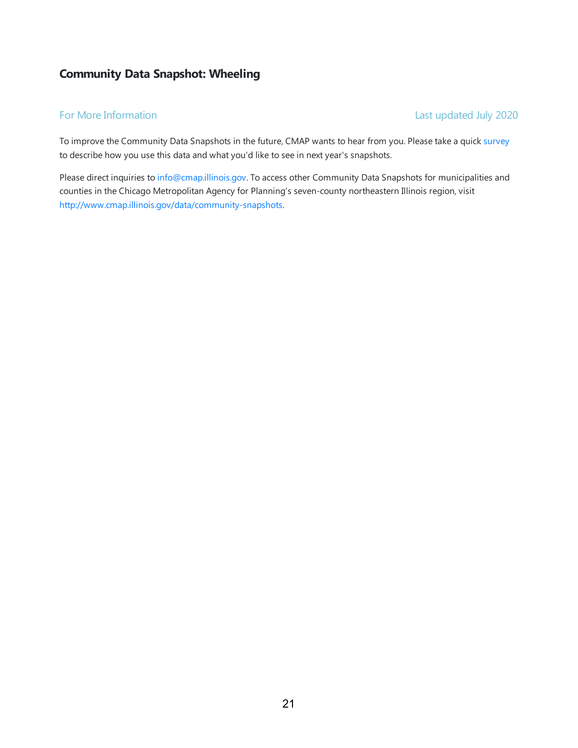# Community Data Snapshot: Wheeling

## For More Information

Last updated July 2020

To improve the Community Data Snapshots in the future, CMAP wants to hear from you. Please take a quick survey to describe how you use this data and what you'd like to see in next year's snapshots.

Please direct inquiries to info@cmap.illinois.gov. To access other Community Data Snapshots for municipalities and counties in the Chicago Metropolitan Agency for Planning's seven-county northeastern Illinois region, visit http://www.cmap.illinois.gov/data/community-snapshots.